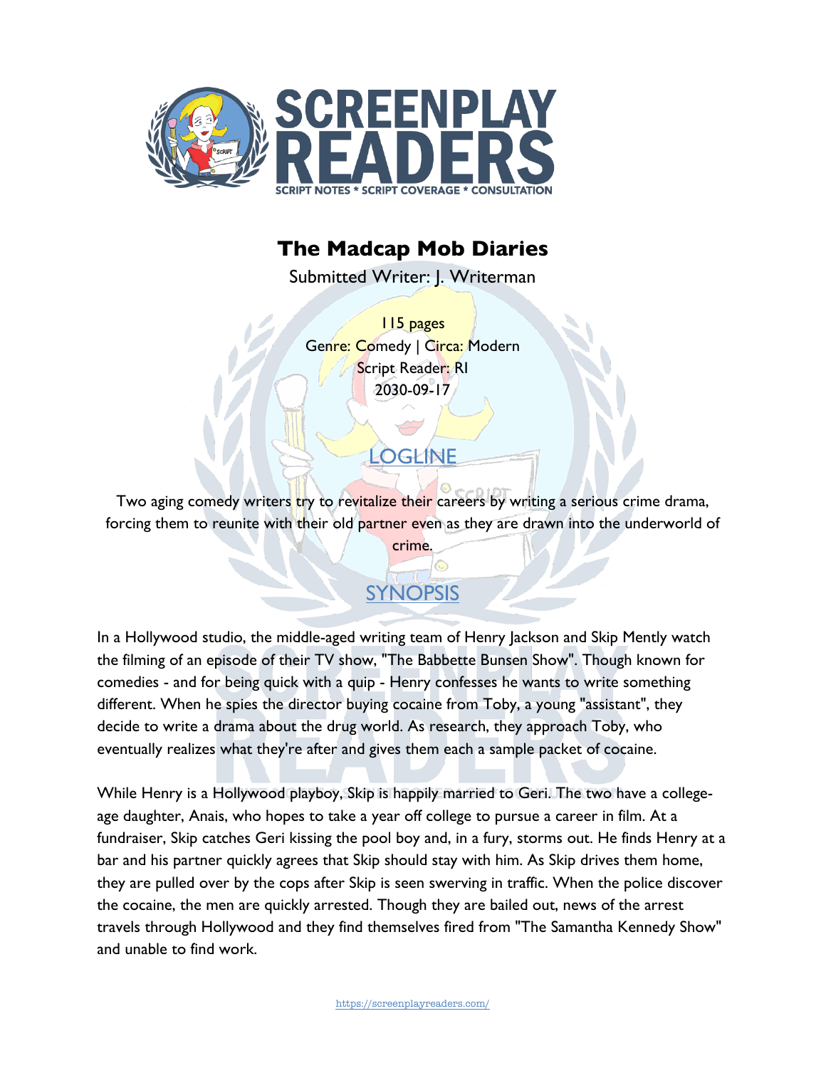# The Madcap Mob Diaries

Submitted Writer: J. Writerman

115 pages
Genre: Comedy | Circa: Modern
Script Reader: RI
2030-09-17

## LOGLINE

Two aging comedy writers try to revitalize their careers by writing a serious crime drama, forcing them to reunite with their old partner even as they are drawn into the underworld of crime.

## SYNOPSIS

In a Hollywood studio, the middle-aged writing team of Henry Jackson and Skip Mently watch the filming of an episode of their TV show, "The Babbette Bunsen Show". Though known for comedies - and for being quick with a quip - Henry confesses he wants to write something different. When he spies the director buying cocaine from Toby, a young "assistant", they decide to write a drama about the drug world. As research, they approach Toby, who eventually realizes what they're after and gives them each a sample packet of cocaine.

While Henry is a Hollywood playboy, Skip is happily married to Geri. The two have a college-age daughter, Anais, who hopes to take a year off college to pursue a career in film. At a fundraiser, Skip catches Geri kissing the pool boy and, in a fury, storms out. He finds Henry at a bar and his partner quickly agrees that Skip should stay with him. As Skip drives them home, they are pulled over by the cops after Skip is seen swerving in traffic. When the police discover the cocaine, the men are quickly arrested. Though they are bailed out, news of the arrest travels through Hollywood and they find themselves fired from "The Samantha Kennedy Show" and unable to find work.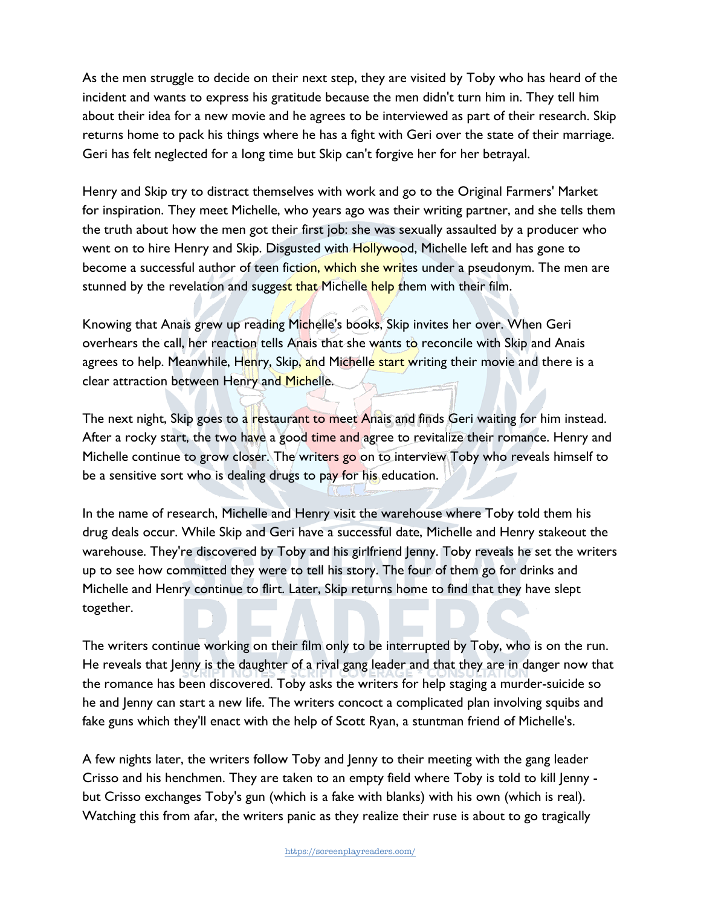As the men struggle to decide on their next step, they are visited by Toby who has heard of the incident and wants to express his gratitude because the men didn't turn him in. They tell him about their idea for a new movie and he agrees to be interviewed as part of their research. Skip returns home to pack his things where he has a fight with Geri over the state of their marriage. Geri has felt neglected for a long time but Skip can't forgive her for her betrayal.

Henry and Skip try to distract themselves with work and go to the Original Farmers' Market for inspiration. They meet Michelle, who years ago was their writing partner, and she tells them the truth about how the men got their first job: she was sexually assaulted by a producer who went on to hire Henry and Skip. Disgusted with Hollywood, Michelle left and has gone to become a successful author of teen fiction, which she writes under a pseudonym. The men are stunned by the revelation and suggest that Michelle help them with their film.

Knowing that Anais grew up reading Michelle's books, Skip invites her over. When Geri overhears the call, her reaction tells Anais that she wants to reconcile with Skip and Anais agrees to help. Meanwhile, Henry, Skip, and Michelle start writing their movie and there is a clear attraction between Henry and Michelle.

The next night, Skip goes to a restaurant to meet Anais and finds Geri waiting for him instead. After a rocky start, the two have a good time and agree to revitalize their romance. Henry and Michelle continue to grow closer. The writers go on to interview Toby who reveals himself to be a sensitive sort who is dealing drugs to pay for his education.

In the name of research, Michelle and Henry visit the warehouse where Toby told them his drug deals occur. While Skip and Geri have a successful date, Michelle and Henry stakeout the warehouse. They're discovered by Toby and his girlfriend Jenny. Toby reveals he set the writers up to see how committed they were to tell his story. The four of them go for drinks and Michelle and Henry continue to flirt. Later, Skip returns home to find that they have slept together.

The writers continue working on their film only to be interrupted by Toby, who is on the run. He reveals that Jenny is the daughter of a rival gang leader and that they are in danger now that the romance has been discovered. Toby asks the writers for help staging a murder-suicide so he and Jenny can start a new life. The writers concoct a complicated plan involving squibs and fake guns which they'll enact with the help of Scott Ryan, a stuntman friend of Michelle's.

A few nights later, the writers follow Toby and Jenny to their meeting with the gang leader Crisso and his henchmen. They are taken to an empty field where Toby is told to kill Jenny - but Crisso exchanges Toby's gun (which is a fake with blanks) with his own (which is real). Watching this from afar, the writers panic as they realize their ruse is about to go tragically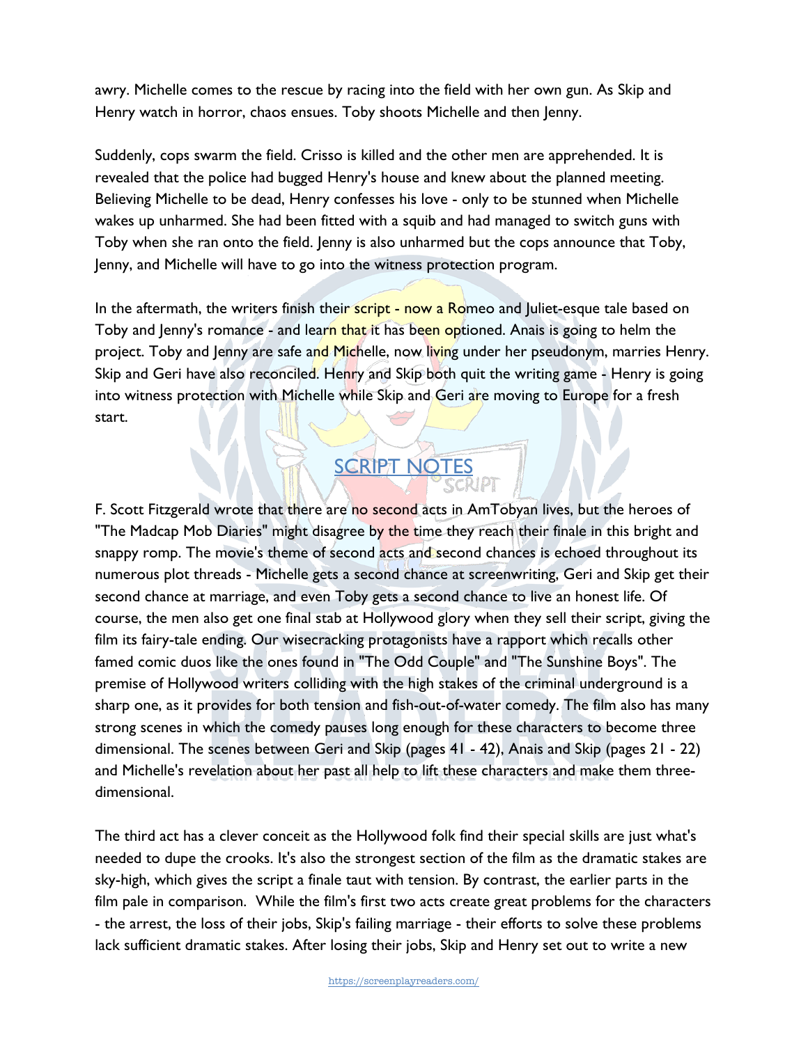awry. Michelle comes to the rescue by racing into the field with her own gun. As Skip and Henry watch in horror, chaos ensues. Toby shoots Michelle and then Jenny.

Suddenly, cops swarm the field. Crisso is killed and the other men are apprehended. It is revealed that the police had bugged Henry's house and knew about the planned meeting. Believing Michelle to be dead, Henry confesses his love - only to be stunned when Michelle wakes up unharmed. She had been fitted with a squib and had managed to switch guns with Toby when she ran onto the field. Jenny is also unharmed but the cops announce that Toby, Jenny, and Michelle will have to go into the witness protection program.

In the aftermath, the writers finish their script - now a Romeo and Juliet-esque tale based on Toby and Jenny's romance - and learn that it has been optioned. Anais is going to helm the project. Toby and Jenny are safe and Michelle, now living under her pseudonym, marries Henry. Skip and Geri have also reconciled. Henry and Skip both quit the writing game - Henry is going into witness protection with Michelle while Skip and Geri are moving to Europe for a fresh start.

## SCRIPT NOTES

F. Scott Fitzgerald wrote that there are no second acts in AmTobyan lives, but the heroes of "The Madcap Mob Diaries" might disagree by the time they reach their finale in this bright and snappy romp. The movie's theme of second acts and second chances is echoed throughout its numerous plot threads - Michelle gets a second chance at screenwriting, Geri and Skip get their second chance at marriage, and even Toby gets a second chance to live an honest life. Of course, the men also get one final stab at Hollywood glory when they sell their script, giving the film its fairy-tale ending. Our wisecracking protagonists have a rapport which recalls other famed comic duos like the ones found in "The Odd Couple" and "The Sunshine Boys". The premise of Hollywood writers colliding with the high stakes of the criminal underground is a sharp one, as it provides for both tension and fish-out-of-water comedy. The film also has many strong scenes in which the comedy pauses long enough for these characters to become three dimensional. The scenes between Geri and Skip (pages 41 - 42), Anais and Skip (pages 21 - 22) and Michelle's revelation about her past all help to lift these characters and make them three-dimensional.

The third act has a clever conceit as the Hollywood folk find their special skills are just what's needed to dupe the crooks. It's also the strongest section of the film as the dramatic stakes are sky-high, which gives the script a finale taut with tension. By contrast, the earlier parts in the film pale in comparison. While the film's first two acts create great problems for the characters - the arrest, the loss of their jobs, Skip's failing marriage - their efforts to solve these problems lack sufficient dramatic stakes. After losing their jobs, Skip and Henry set out to write a new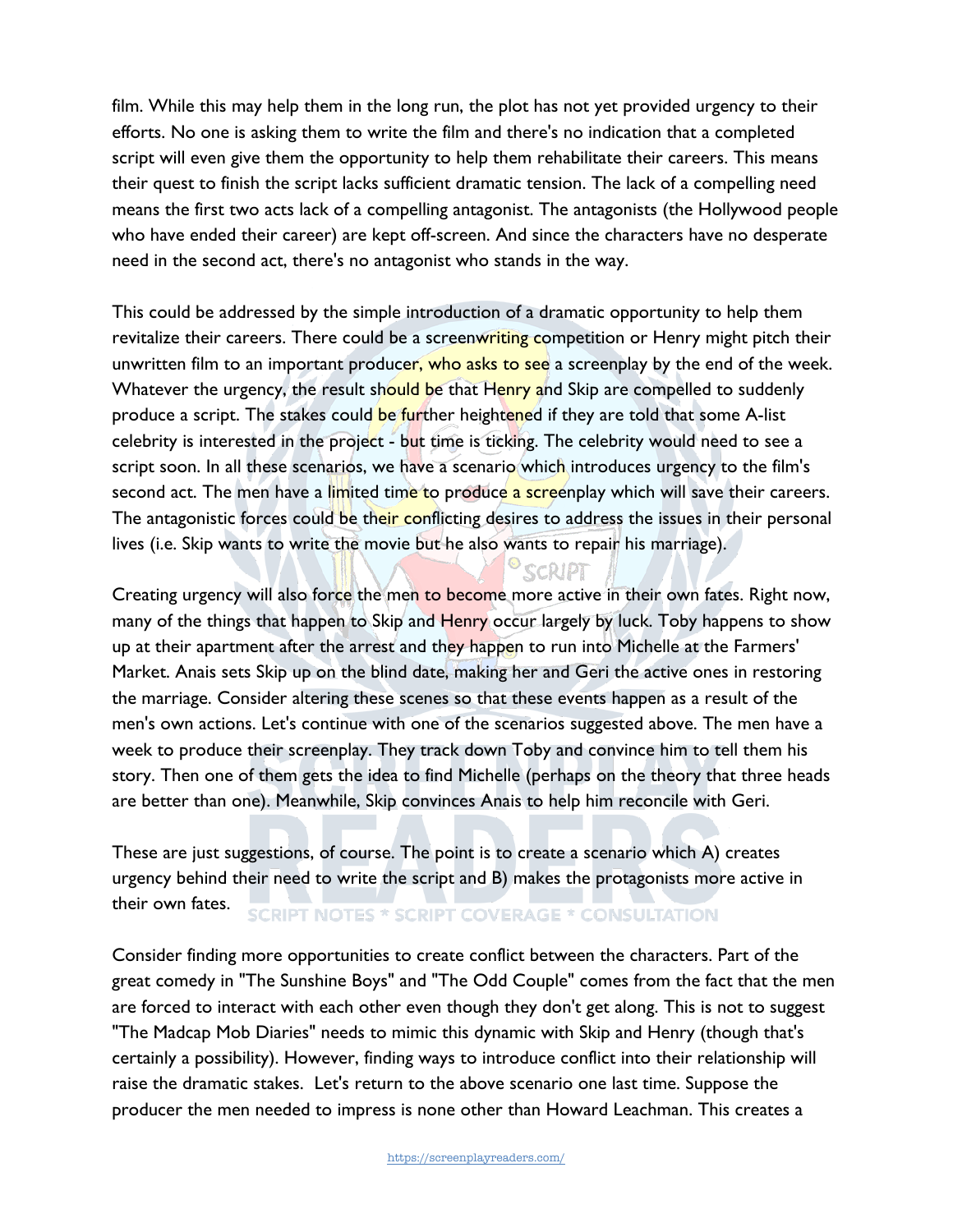film. While this may help them in the long run, the plot has not yet provided urgency to their efforts. No one is asking them to write the film and there's no indication that a completed script will even give them the opportunity to help them rehabilitate their careers. This means their quest to finish the script lacks sufficient dramatic tension. The lack of a compelling need means the first two acts lack of a compelling antagonist. The antagonists (the Hollywood people who have ended their career) are kept off-screen. And since the characters have no desperate need in the second act, there's no antagonist who stands in the way.

This could be addressed by the simple introduction of a dramatic opportunity to help them revitalize their careers. There could be a screenwriting competition or Henry might pitch their unwritten film to an important producer, who asks to see a screenplay by the end of the week. Whatever the urgency, the result should be that Henry and Skip are compelled to suddenly produce a script. The stakes could be further heightened if they are told that some A-list celebrity is interested in the project - but time is ticking. The celebrity would need to see a script soon. In all these scenarios, we have a scenario which introduces urgency to the film's second act. The men have a limited time to produce a screenplay which will save their careers. The antagonistic forces could be their conflicting desires to address the issues in their personal lives (i.e. Skip wants to write the movie but he also wants to repair his marriage).

Creating urgency will also force the men to become more active in their own fates. Right now, many of the things that happen to Skip and Henry occur largely by luck. Toby happens to show up at their apartment after the arrest and they happen to run into Michelle at the Farmers' Market. Anais sets Skip up on the blind date, making her and Geri the active ones in restoring the marriage. Consider altering these scenes so that these events happen as a result of the men's own actions. Let's continue with one of the scenarios suggested above. The men have a week to produce their screenplay. They track down Toby and convince him to tell them his story. Then one of them gets the idea to find Michelle (perhaps on the theory that three heads are better than one). Meanwhile, Skip convinces Anais to help him reconcile with Geri.

These are just suggestions, of course. The point is to create a scenario which A) creates urgency behind their need to write the script and B) makes the protagonists more active in their own fates.

Consider finding more opportunities to create conflict between the characters. Part of the great comedy in "The Sunshine Boys" and "The Odd Couple" comes from the fact that the men are forced to interact with each other even though they don't get along. This is not to suggest "The Madcap Mob Diaries" needs to mimic this dynamic with Skip and Henry (though that's certainly a possibility). However, finding ways to introduce conflict into their relationship will raise the dramatic stakes. Let's return to the above scenario one last time. Suppose the producer the men needed to impress is none other than Howard Leachman. This creates a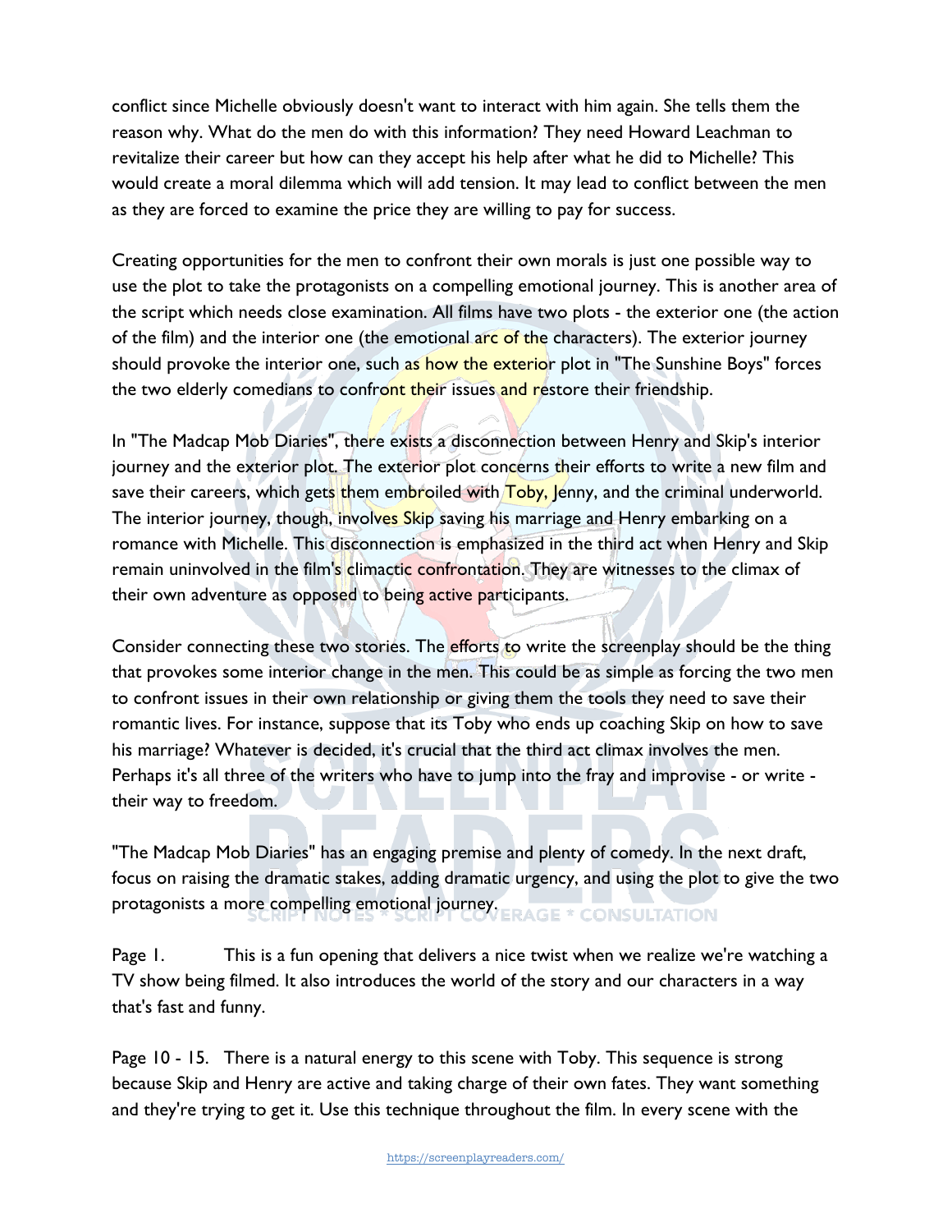conflict since Michelle obviously doesn't want to interact with him again. She tells them the reason why. What do the men do with this information? They need Howard Leachman to revitalize their career but how can they accept his help after what he did to Michelle? This would create a moral dilemma which will add tension. It may lead to conflict between the men as they are forced to examine the price they are willing to pay for success.

Creating opportunities for the men to confront their own morals is just one possible way to use the plot to take the protagonists on a compelling emotional journey. This is another area of the script which needs close examination. All films have two plots - the exterior one (the action of the film) and the interior one (the emotional arc of the characters). The exterior journey should provoke the interior one, such as how the exterior plot in "The Sunshine Boys" forces the two elderly comedians to confront their issues and restore their friendship.

In "The Madcap Mob Diaries", there exists a disconnection between Henry and Skip's interior journey and the exterior plot. The exterior plot concerns their efforts to write a new film and save their careers, which gets them embroiled with Toby, Jenny, and the criminal underworld. The interior journey, though, involves Skip saving his marriage and Henry embarking on a romance with Michelle. This disconnection is emphasized in the third act when Henry and Skip remain uninvolved in the film's climactic confrontation. They are witnesses to the climax of their own adventure as opposed to being active participants.

Consider connecting these two stories. The efforts to write the screenplay should be the thing that provokes some interior change in the men. This could be as simple as forcing the two men to confront issues in their own relationship or giving them the tools they need to save their romantic lives. For instance, suppose that its Toby who ends up coaching Skip on how to save his marriage? Whatever is decided, it's crucial that the third act climax involves the men. Perhaps it's all three of the writers who have to jump into the fray and improvise - or write - their way to freedom.

"The Madcap Mob Diaries" has an engaging premise and plenty of comedy. In the next draft, focus on raising the dramatic stakes, adding dramatic urgency, and using the plot to give the two protagonists a more compelling emotional journey.

Page 1. This is a fun opening that delivers a nice twist when we realize we're watching a TV show being filmed. It also introduces the world of the story and our characters in a way that's fast and funny.

Page 10 - 15. There is a natural energy to this scene with Toby. This sequence is strong because Skip and Henry are active and taking charge of their own fates. They want something and they're trying to get it. Use this technique throughout the film. In every scene with the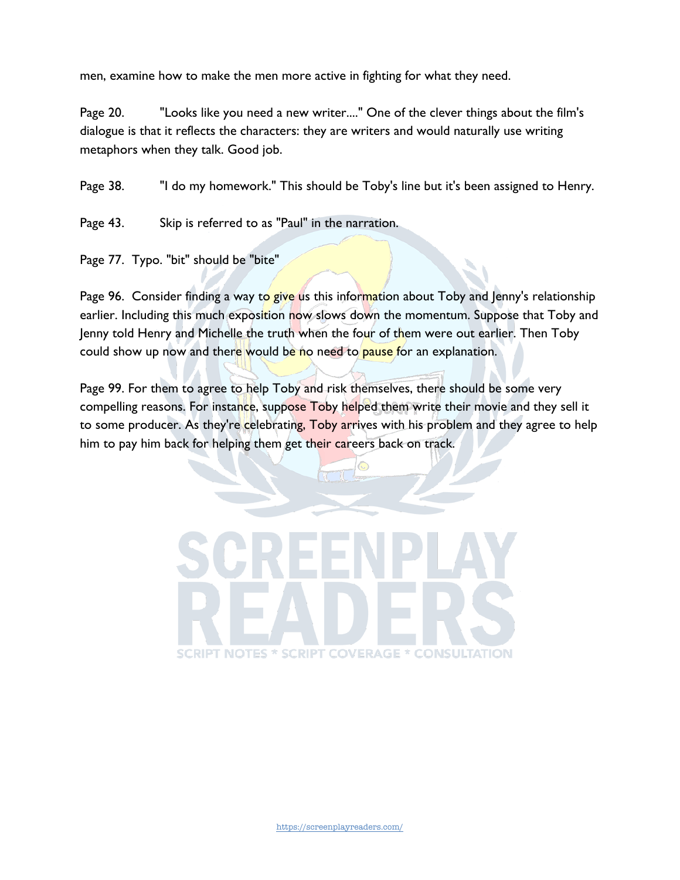men, examine how to make the men more active in fighting for what they need.

Page 20. "Looks like you need a new writer...." One of the clever things about the film's dialogue is that it reflects the characters: they are writers and would naturally use writing metaphors when they talk. Good job.

Page 38. "I do my homework." This should be Toby's line but it's been assigned to Henry.

Page 43. Skip is referred to as "Paul" in the narration.

Page 77. Typo. "bit" should be "bite"

Page 96. Consider finding a way to give us this information about Toby and Jenny's relationship earlier. Including this much exposition now slows down the momentum. Suppose that Toby and Jenny told Henry and Michelle the truth when the four of them were out earlier. Then Toby could show up now and there would be no need to pause for an explanation.

Page 99. For them to agree to help Toby and risk themselves, there should be some very compelling reasons. For instance, suppose Toby helped them write their movie and they sell it to some producer. As they're celebrating, Toby arrives with his problem and they agree to help him to pay him back for helping them get their careers back on track.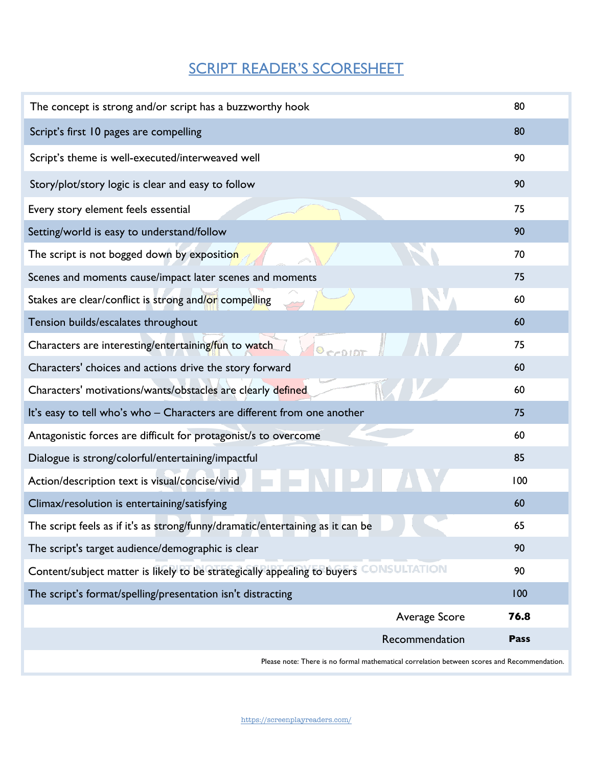## SCRIPT READER'S SCORESHEET

| | |
|---|---|
| The concept is strong and/or script has a buzzworthy hook | 80 |
| Script's first 10 pages are compelling | 80 |
| Script's theme is well-executed/interweaved well | 90 |
| Story/plot/story logic is clear and easy to follow | 90 |
| Every story element feels essential | 75 |
| Setting/world is easy to understand/follow | 90 |
| The script is not bogged down by exposition | 70 |
| Scenes and moments cause/impact later scenes and moments | 75 |
| Stakes are clear/conflict is strong and/or compelling | 60 |
| Tension builds/escalates throughout | 60 |
| Characters are interesting/entertaining/fun to watch | 75 |
| Characters' choices and actions drive the story forward | 60 |
| Characters' motivations/wants/obstacles are clearly defined | 60 |
| It's easy to tell who's who – Characters are different from one another | 75 |
| Antagonistic forces are difficult for protagonist/s to overcome | 60 |
| Dialogue is strong/colorful/entertaining/impactful | 85 |
| Action/description text is visual/concise/vivid | 100 |
| Climax/resolution is entertaining/satisfying | 60 |
| The script feels as if it's as strong/funny/dramatic/entertaining as it can be | 65 |
| The script's target audience/demographic is clear | 90 |
| Content/subject matter is likely to be strategically appealing to buyers | 90 |
| The script's format/spelling/presentation isn't distracting | 100 |
| Average Score | **76.8** |
| Recommendation | **Pass** |

Please note: There is no formal mathematical correlation between scores and Recommendation.

https://screenplayreaders.com/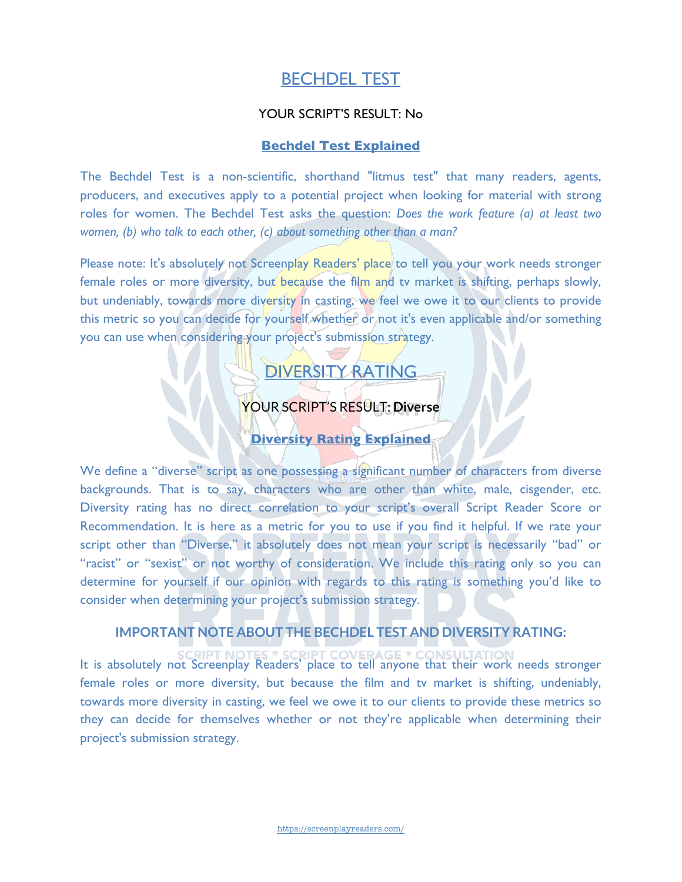## BECHDEL TEST

YOUR SCRIPT'S RESULT: No

### Bechdel Test Explained

The Bechdel Test is a non-scientific, shorthand "litmus test" that many readers, agents, producers, and executives apply to a potential project when looking for material with strong roles for women. The Bechdel Test asks the question: *Does the work feature (a) at least two women, (b) who talk to each other, (c) about something other than a man?*

Please note: It's absolutely not Screenplay Readers' place to tell you your work needs stronger female roles or more diversity, but because the film and tv market is shifting, perhaps slowly, but undeniably, towards more diversity in casting, we feel we owe it to our clients to provide this metric so you can decide for yourself whether or not it's even applicable and/or something you can use when considering your project's submission strategy.

## DIVERSITY RATING

YOUR SCRIPT'S RESULT: **Diverse**

### Diversity Rating Explained

We define a "diverse" script as one possessing a significant number of characters from diverse backgrounds. That is to say, characters who are other than white, male, cisgender, etc. Diversity rating has no direct correlation to your script's overall Script Reader Score or Recommendation. It is here as a metric for you to use if you find it helpful. If we rate your script other than "Diverse," it absolutely does not mean your script is necessarily "bad" or "racist" or "sexist" or not worthy of consideration. We include this rating only so you can determine for yourself if our opinion with regards to this rating is something you'd like to consider when determining your project's submission strategy.

### IMPORTANT NOTE ABOUT THE BECHDEL TEST AND DIVERSITY RATING:

It is absolutely not Screenplay Readers' place to tell anyone that their work needs stronger female roles or more diversity, but because the film and tv market is shifting, undeniably, towards more diversity in casting, we feel we owe it to our clients to provide these metrics so they can decide for themselves whether or not they're applicable when determining their project's submission strategy.